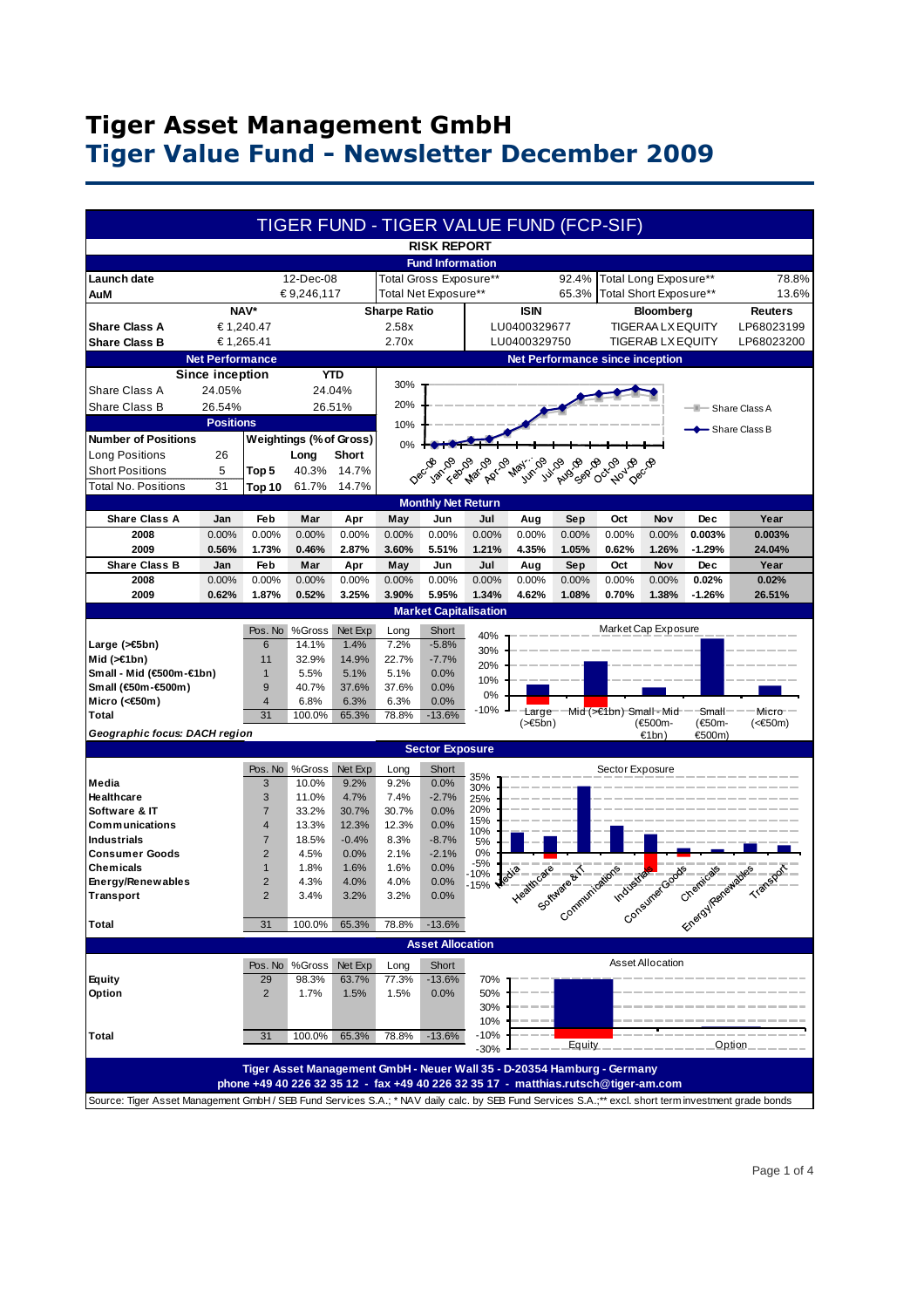# Tiger Asset Management GmbH

## Tiger Value Fund - Newsletter December 2009

## TIGER FUND - TIGER VALUE FUND (FCP-SIF)

### RISK REPORT

#### Fund Information

| | | | | | |
|---|---|---|---|---|---|
| Launch date | 12-Dec-08 | Total Gross Exposure** | 92.4% | Total Long Exposure** | 78.8% |
| AuM | € 9,246,117 | Total Net Exposure** | 65.3% | Total Short Exposure** | 13.6% |

| | NAV* | Sharpe Ratio | ISIN | Bloomberg | Reuters |
|---|---|---|---|---|---|
| Share Class A | € 1,240.47 | 2.58x | LU0400329677 | TIGERAA LX EQUITY | LP68023199 |
| Share Class B | € 1,265.41 | 2.70x | LU0400329750 | TIGERAB LX EQUITY | LP68023200 |

#### Net Performance

| | Since inception | YTD |
|---|---|---|
| Share Class A | 24.05% | 24.04% |
| Share Class B | 26.54% | 26.51% |

#### Positions

| Number of Positions | | Weightings (% of Gross) | Long | Short |
|---|---|---|---|---|
| Long Positions | 26 | | | |
| Short Positions | 5 | Top 5 | 40.3% | 14.7% |
| Total No. Positions | 31 | Top 10 | 61.7% | 14.7% |

#### Net Performance since inception

(Chart: Share Class A, Share Class B; Dec-08 to Dec-09)

#### Monthly Net Return

| Share Class A | Jan | Feb | Mar | Apr | May | Jun | Jul | Aug | Sep | Oct | Nov | Dec | Year |
|---|---|---|---|---|---|---|---|---|---|---|---|---|---|
| 2008 | 0.00% | 0.00% | 0.00% | 0.00% | 0.00% | 0.00% | 0.00% | 0.00% | 0.00% | 0.00% | 0.00% | 0.003% | 0.003% |
| 2009 | 0.56% | 1.73% | 0.46% | 2.87% | 3.60% | 5.51% | 1.21% | 4.35% | 1.05% | 0.62% | 1.26% | -1.29% | 24.04% |
| **Share Class B** | **Jan** | **Feb** | **Mar** | **Apr** | **May** | **Jun** | **Jul** | **Aug** | **Sep** | **Oct** | **Nov** | **Dec** | **Year** |
| 2008 | 0.00% | 0.00% | 0.00% | 0.00% | 0.00% | 0.00% | 0.00% | 0.00% | 0.00% | 0.00% | 0.00% | 0.02% | 0.02% |
| 2009 | 0.62% | 1.87% | 0.52% | 3.25% | 3.90% | 5.95% | 1.34% | 4.62% | 1.08% | 0.70% | 1.38% | -1.26% | 26.51% |

#### Market Capitalisation

| | Pos. No | %Gross | Net Exp | Long | Short |
|---|---|---|---|---|---|
| Large (>€5bn) | 6 | 14.1% | 1.4% | 7.2% | -5.8% |
| Mid (>€1bn) | 11 | 32.9% | 14.9% | 22.7% | -7.7% |
| Small - Mid (€500m-€1bn) | 1 | 5.5% | 5.1% | 5.1% | 0.0% |
| Small (€50m-€500m) | 9 | 40.7% | 37.6% | 37.6% | 0.0% |
| Micro (<€50m) | 4 | 6.8% | 6.3% | 6.3% | 0.0% |
| Total | 31 | 100.0% | 65.3% | 78.8% | -13.6% |

*Geographic focus: DACH region*

(Chart: Market Cap Exposure)

#### Sector Exposure

| | Pos. No | %Gross | Net Exp | Long | Short |
|---|---|---|---|---|---|
| Media | 3 | 10.0% | 9.2% | 9.2% | 0.0% |
| Healthcare | 3 | 11.0% | 4.7% | 7.4% | -2.7% |
| Software & IT | 7 | 33.2% | 30.7% | 30.7% | 0.0% |
| Communications | 4 | 13.3% | 12.3% | 12.3% | 0.0% |
| Industrials | 7 | 18.5% | -0.4% | 8.3% | -8.7% |
| Consumer Goods | 2 | 4.5% | 0.0% | 2.1% | -2.1% |
| Chemicals | 1 | 1.8% | 1.6% | 1.6% | 0.0% |
| Energy/Renewables | 2 | 4.3% | 4.0% | 4.0% | 0.0% |
| Transport | 2 | 3.4% | 3.2% | 3.2% | 0.0% |
| Total | 31 | 100.0% | 65.3% | 78.8% | -13.6% |

(Chart: Sector Exposure)

#### Asset Allocation

| | Pos. No | %Gross | Net Exp | Long | Short |
|---|---|---|---|---|---|
| Equity | 29 | 98.3% | 63.7% | 77.3% | -13.6% |
| Option | 2 | 1.7% | 1.5% | 1.5% | 0.0% |
| Total | 31 | 100.0% | 65.3% | 78.8% | -13.6% |

(Chart: Asset Allocation)

**Tiger Asset Management GmbH - Neuer Wall 35 - D-20354 Hamburg - Germany**
**phone +49 40 226 32 35 12 - fax +49 40 226 32 35 17 - matthias.rutsch@tiger-am.com**

Source: Tiger Asset Management GmbH / SEB Fund Services S.A.; * NAV daily calc. by SEB Fund Services S.A.;** excl. short term investment grade bonds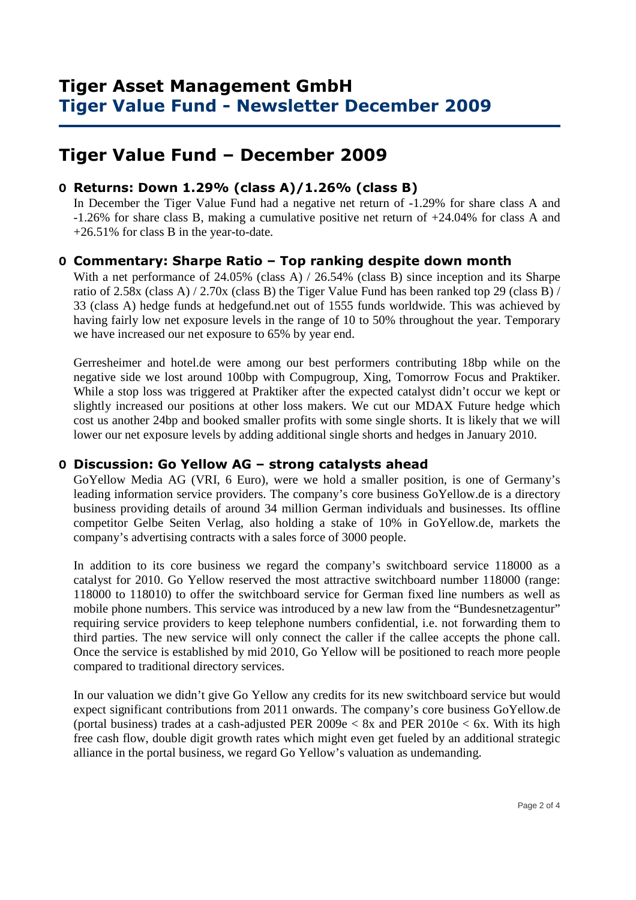# Tiger Asset Management GmbH
## Tiger Value Fund - Newsletter December 2009

# Tiger Value Fund – December 2009

### Returns: Down 1.29% (class A)/1.26% (class B)

In December the Tiger Value Fund had a negative net return of -1.29% for share class A and -1.26% for share class B, making a cumulative positive net return of +24.04% for class A and +26.51% for class B in the year-to-date.

### Commentary: Sharpe Ratio – Top ranking despite down month

With a net performance of 24.05% (class A) / 26.54% (class B) since inception and its Sharpe ratio of 2.58x (class A) / 2.70x (class B) the Tiger Value Fund has been ranked top 29 (class B) / 33 (class A) hedge funds at hedgefund.net out of 1555 funds worldwide. This was achieved by having fairly low net exposure levels in the range of 10 to 50% throughout the year. Temporary we have increased our net exposure to 65% by year end.

Gerresheimer and hotel.de were among our best performers contributing 18bp while on the negative side we lost around 100bp with Compugroup, Xing, Tomorrow Focus and Praktiker. While a stop loss was triggered at Praktiker after the expected catalyst didn't occur we kept or slightly increased our positions at other loss makers. We cut our MDAX Future hedge which cost us another 24bp and booked smaller profits with some single shorts. It is likely that we will lower our net exposure levels by adding additional single shorts and hedges in January 2010.

### Discussion: Go Yellow AG – strong catalysts ahead

GoYellow Media AG (VRI, 6 Euro), were we hold a smaller position, is one of Germany's leading information service providers. The company's core business GoYellow.de is a directory business providing details of around 34 million German individuals and businesses. Its offline competitor Gelbe Seiten Verlag, also holding a stake of 10% in GoYellow.de, markets the company's advertising contracts with a sales force of 3000 people.

In addition to its core business we regard the company's switchboard service 118000 as a catalyst for 2010. Go Yellow reserved the most attractive switchboard number 118000 (range: 118000 to 118010) to offer the switchboard service for German fixed line numbers as well as mobile phone numbers. This service was introduced by a new law from the "Bundesnetzagentur" requiring service providers to keep telephone numbers confidential, i.e. not forwarding them to third parties. The new service will only connect the caller if the callee accepts the phone call. Once the service is established by mid 2010, Go Yellow will be positioned to reach more people compared to traditional directory services.

In our valuation we didn't give Go Yellow any credits for its new switchboard service but would expect significant contributions from 2011 onwards. The company's core business GoYellow.de (portal business) trades at a cash-adjusted PER 2009e < 8x and PER 2010e < 6x. With its high free cash flow, double digit growth rates which might even get fueled by an additional strategic alliance in the portal business, we regard Go Yellow's valuation as undemanding.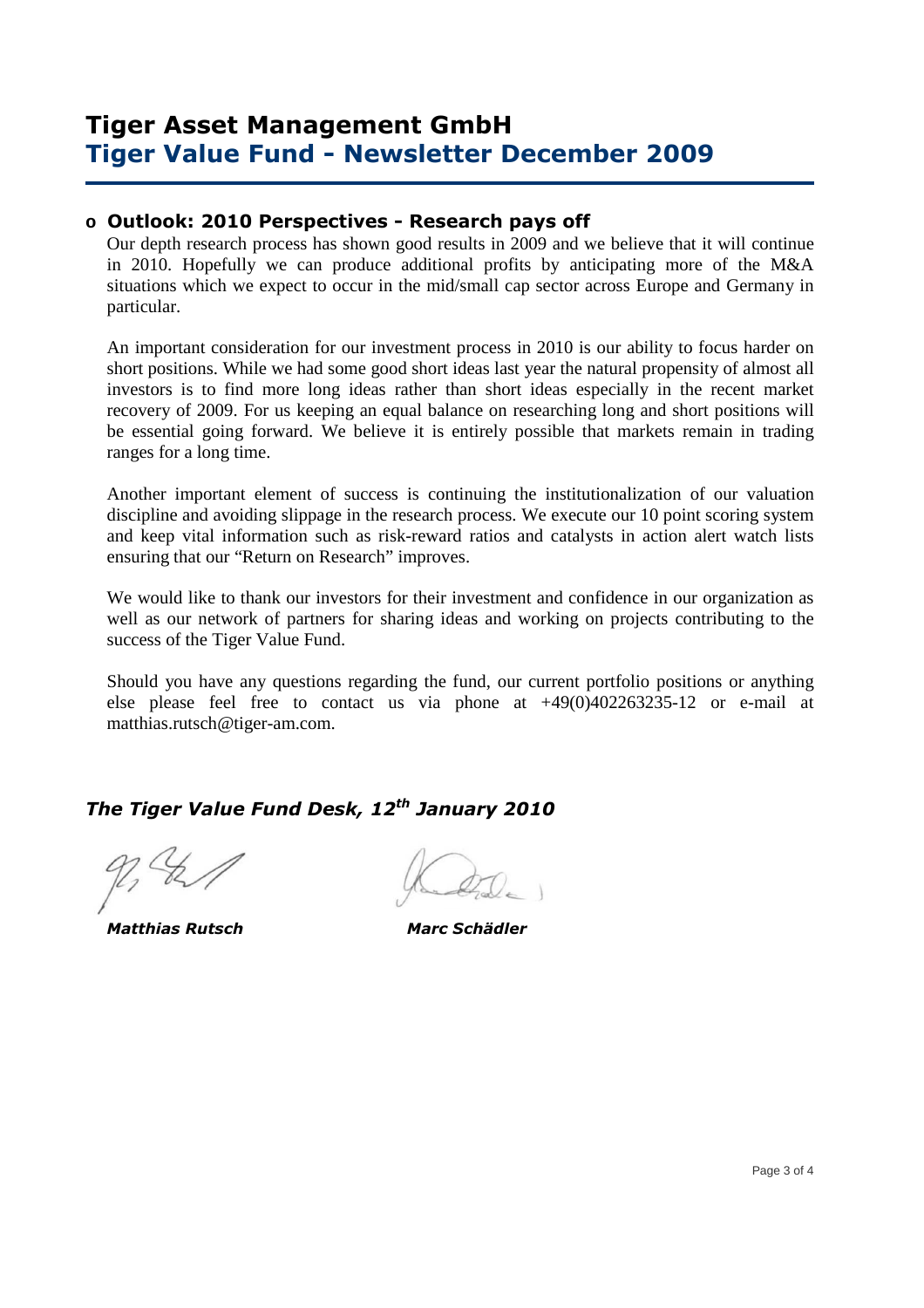# Tiger Asset Management GmbH
## Tiger Value Fund - Newsletter December 2009

- **Outlook: 2010 Perspectives - Research pays off**

  Our depth research process has shown good results in 2009 and we believe that it will continue in 2010. Hopefully we can produce additional profits by anticipating more of the M&A situations which we expect to occur in the mid/small cap sector across Europe and Germany in particular.

  An important consideration for our investment process in 2010 is our ability to focus harder on short positions. While we had some good short ideas last year the natural propensity of almost all investors is to find more long ideas rather than short ideas especially in the recent market recovery of 2009. For us keeping an equal balance on researching long and short positions will be essential going forward. We believe it is entirely possible that markets remain in trading ranges for a long time.

  Another important element of success is continuing the institutionalization of our valuation discipline and avoiding slippage in the research process. We execute our 10 point scoring system and keep vital information such as risk-reward ratios and catalysts in action alert watch lists ensuring that our "Return on Research" improves.

  We would like to thank our investors for their investment and confidence in our organization as well as our network of partners for sharing ideas and working on projects contributing to the success of the Tiger Value Fund.

  Should you have any questions regarding the fund, our current portfolio positions or anything else please feel free to contact us via phone at +49(0)402263235-12 or e-mail at matthias.rutsch@tiger-am.com.

***The Tiger Value Fund Desk, 12th January 2010***

***Matthias Rutsch*** ***Marc Schädler***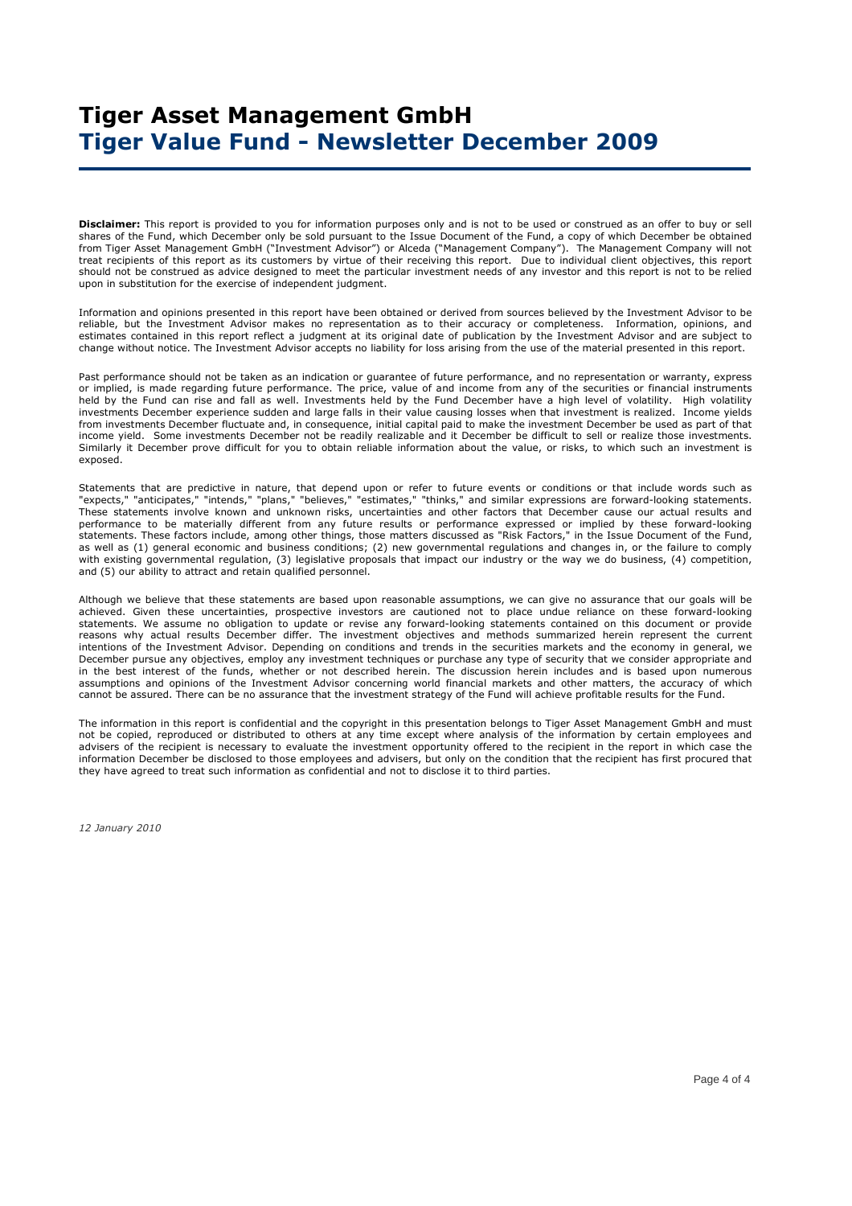# Tiger Asset Management GmbH
## Tiger Value Fund - Newsletter December 2009

**Disclaimer:** This report is provided to you for information purposes only and is not to be used or construed as an offer to buy or sell shares of the Fund, which December only be sold pursuant to the Issue Document of the Fund, a copy of which December be obtained from Tiger Asset Management GmbH ("Investment Advisor") or Alceda ("Management Company"). The Management Company will not treat recipients of this report as its customers by virtue of their receiving this report. Due to individual client objectives, this report should not be construed as advice designed to meet the particular investment needs of any investor and this report is not to be relied upon in substitution for the exercise of independent judgment.

Information and opinions presented in this report have been obtained or derived from sources believed by the Investment Advisor to be reliable, but the Investment Advisor makes no representation as to their accuracy or completeness. Information, opinions, and estimates contained in this report reflect a judgment at its original date of publication by the Investment Advisor and are subject to change without notice. The Investment Advisor accepts no liability for loss arising from the use of the material presented in this report.

Past performance should not be taken as an indication or guarantee of future performance, and no representation or warranty, express or implied, is made regarding future performance. The price, value of and income from any of the securities or financial instruments held by the Fund can rise and fall as well. Investments held by the Fund December have a high level of volatility. High volatility investments December experience sudden and large falls in their value causing losses when that investment is realized. Income yields from investments December fluctuate and, in consequence, initial capital paid to make the investment December be used as part of that income yield. Some investments December not be readily realizable and it December be difficult to sell or realize those investments. Similarly it December prove difficult for you to obtain reliable information about the value, or risks, to which such an investment is exposed.

Statements that are predictive in nature, that depend upon or refer to future events or conditions or that include words such as "expects," "anticipates," "intends," "plans," "believes," "estimates," "thinks," and similar expressions are forward-looking statements. These statements involve known and unknown risks, uncertainties and other factors that December cause our actual results and performance to be materially different from any future results or performance expressed or implied by these forward-looking statements. These factors include, among other things, those matters discussed as "Risk Factors," in the Issue Document of the Fund, as well as (1) general economic and business conditions; (2) new governmental regulations and changes in, or the failure to comply with existing governmental regulation, (3) legislative proposals that impact our industry or the way we do business, (4) competition, and (5) our ability to attract and retain qualified personnel.

Although we believe that these statements are based upon reasonable assumptions, we can give no assurance that our goals will be achieved. Given these uncertainties, prospective investors are cautioned not to place undue reliance on these forward-looking statements. We assume no obligation to update or revise any forward-looking statements contained on this document or provide reasons why actual results December differ. The investment objectives and methods summarized herein represent the current intentions of the Investment Advisor. Depending on conditions and trends in the securities markets and the economy in general, we December pursue any objectives, employ any investment techniques or purchase any type of security that we consider appropriate and in the best interest of the funds, whether or not described herein. The discussion herein includes and is based upon numerous assumptions and opinions of the Investment Advisor concerning world financial markets and other matters, the accuracy of which cannot be assured. There can be no assurance that the investment strategy of the Fund will achieve profitable results for the Fund.

The information in this report is confidential and the copyright in this presentation belongs to Tiger Asset Management GmbH and must not be copied, reproduced or distributed to others at any time except where analysis of the information by certain employees and advisers of the recipient is necessary to evaluate the investment opportunity offered to the recipient in the report in which case the information December be disclosed to those employees and advisers, but only on the condition that the recipient has first procured that they have agreed to treat such information as confidential and not to disclose it to third parties.

*12 January 2010*